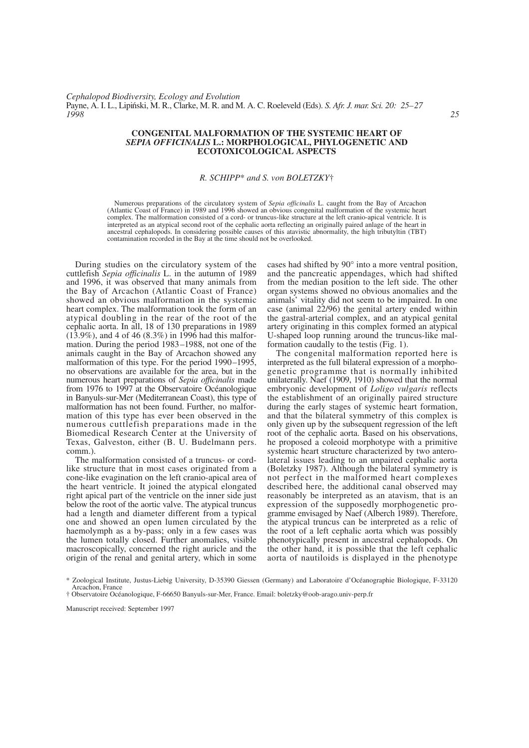# CONGENITAL MALFORMATION OF THE SYSTEMIC HEART OF *SEPIA OFFICINALIS* L.: MORPHOLOGICAL, PHYLOGENETIC AND ECOTOXICOLOGICAL ASPECTS

*R. SCHIPP\* and S. von BOLETZKY†*

Numerous preparations of the circulatory system of *Sepia officinalis* L. caught from the Bay of Arcachon (Atlantic Coast of France) in 1989 and 1996 showed an obvious congenital malformation of the systemic heart complex. The malformation consisted of a cord- or truncus-like structure at the left cranio-apical ventricle. It is interpreted as an atypical second root of the cephalic aorta reflecting an originally paired anlage of the heart in ancestral cephalopods. In considering possible causes of this atavistic abnormality, the high tributyltin (TBT) contamination recorded in the Bay at the time should not be overlooked.

During studies on the circulatory system of the cuttlefish *Sepia officinalis* L. in the autumn of 1989 and 1996, it was observed that many animals from the Bay of Arcachon (Atlantic Coast of France) showed an obvious malformation in the systemic heart complex. The malformation took the form of an atypical doubling in the rear of the root of the cephalic aorta. In all, 18 of 130 preparations in 1989 (13.9%), and 4 of 46 (8.3%) in 1996 had this malformation. During the period 1983–1988, not one of the animals caught in the Bay of Arcachon showed any malformation of this type. For the period 1990–1995, no observations are available for the area, but in the numerous heart preparations of *Sepia officinalis* made from 1976 to 1997 at the Observatoire Océanologique in Banyuls-sur-Mer (Mediterranean Coast), this type of malformation has not been found. Further, no malformation of this type has ever been observed in the numerous cuttlefish preparations made in the Biomedical Research Center at the University of Texas, Galveston, either (B. U. Budelmann pers. comm.).

The malformation consisted of a truncus- or cord-like structure that in most cases originated from a cone-like evagination on the left cranio-apical area of the heart ventricle. It joined the atypical elongated right apical part of the ventricle on the inner side just below the root of the aortic valve. The atypical truncus had a length and diameter different from a typical one and showed an open lumen circulated by the haemolymph as a by-pass; only in a few cases was the lumen totally closed. Further anomalies, visible macroscopically, concerned the right auricle and the origin of the renal and genital artery, which in some cases had shifted by 90° into a more ventral position, and the pancreatic appendages, which had shifted from the median position to the left side. The other organ systems showed no obvious anomalies and the animals' vitality did not seem to be impaired. In one case (animal 22/96) the genital artery ended within the gastral-arterial complex, and an atypical genital artery originating in this complex formed an atypical U-shaped loop running around the truncus-like malformation caudally to the testis (Fig. 1).

The congenital malformation reported here is interpreted as the full bilateral expression of a morphogenetic programme that is normally inhibited unilaterally. Naef (1909, 1910) showed that the normal embryonic development of *Loligo vulgaris* reflects the establishment of an originally paired structure during the early stages of systemic heart formation, and that the bilateral symmetry of this complex is only given up by the subsequent regression of the left root of the cephalic aorta. Based on his observations, he proposed a coleoid morphotype with a primitive systemic heart structure characterized by two antero-lateral issues leading to an unpaired cephalic aorta (Boletzky 1987). Although the bilateral symmetry is not perfect in the malformed heart complexes described here, the additional canal observed may reasonably be interpreted as an atavism, that is an expression of the supposedly morphogenetic programme envisaged by Naef (Alberch 1989). Therefore, the atypical truncus can be interpreted as a relic of the root of a left cephalic aorta which was possibly phenotypically present in ancestral cephalopods. On the other hand, it is possible that the left cephalic aorta of nautiloids is displayed in the phenotype

\* Zoological Institute, Justus-Liebig University, D-35390 Giessen (Germany) and Laboratoire d'Océanographie Biologique, F-33120 Arcachon, France

† Observatoire Océanologique, F-66650 Banyuls-sur-Mer, France. Email: boletzky@oob-arago.univ-perp.fr

Manuscript received: September 1997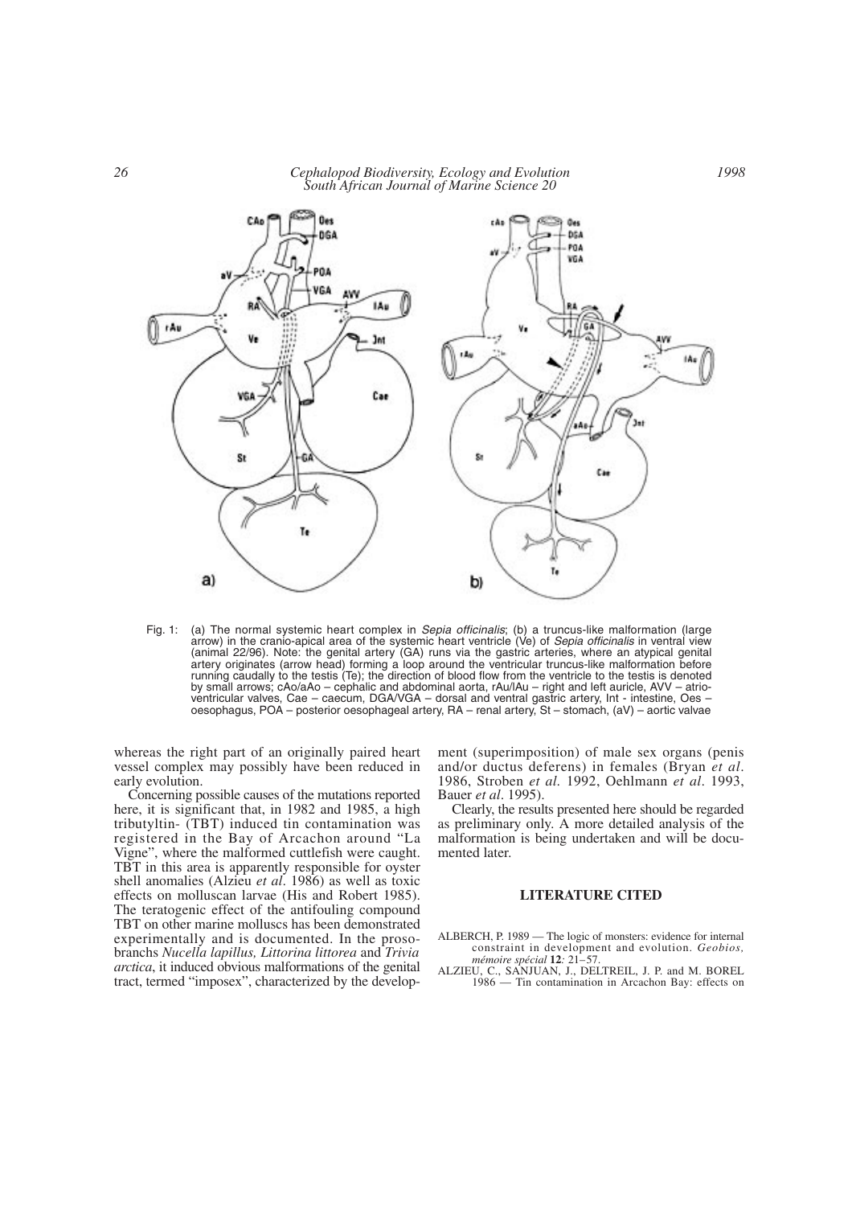Fig. 1: (a) The normal systemic heart complex in *Sepia officinalis*; (b) a truncus-like malformation (large arrow) in the cranio-apical area of the systemic heart ventricle (Ve) of *Sepia officinalis* in ventral view (animal 22/96). Note: the genital artery (GA) runs via the gastric arteries, where an atypical genital artery originates (arrow head) forming a loop around the ventricular truncus-like malformation before running caudally to the testis (Te); the direction of blood flow from the ventricle to the testis is denoted by small arrows; cAo/aAo – cephalic and abdominal aorta, rAu/lAu – right and left auricle, AVV – atrio-ventricular valves, Cae – caecum, DGA/VGA – dorsal and ventral gastric artery, Int - intestine, Oes – oesophagus, POA – posterior oesophageal artery, RA – renal artery, St – stomach, (aV) – aortic valvae

whereas the right part of an originally paired heart vessel complex may possibly have been reduced in early evolution.

Concerning possible causes of the mutations reported here, it is significant that, in 1982 and 1985, a high tributyltin- (TBT) induced tin contamination was registered in the Bay of Arcachon around "La Vigne", where the malformed cuttlefish were caught. TBT in this area is apparently responsible for oyster shell anomalies (Alzieu *et al*. 1986) as well as toxic effects on molluscan larvae (His and Robert 1985). The teratogenic effect of the antifouling compound TBT on other marine molluscs has been demonstrated experimentally and is documented. In the prosobranchs *Nucella lapillus, Littorina littorea* and *Trivia arctica*, it induced obvious malformations of the genital tract, termed "imposex", characterized by the development (superimposition) of male sex organs (penis and/or ductus deferens) in females (Bryan *et al*. 1986, Stroben *et al*. 1992, Oehlmann *et al*. 1993, Bauer *et al*. 1995).

Clearly, the results presented here should be regarded as preliminary only. A more detailed analysis of the malformation is being undertaken and will be documented later.

## LITERATURE CITED

ALBERCH, P. 1989 — The logic of monsters: evidence for internal constraint in development and evolution. *Geobios, mémoire spécial* **12***:* 21–57.

ALZIEU, C., SANJUAN, J., DELTREIL, J. P. and M. BOREL 1986 — Tin contamination in Arcachon Bay: effects on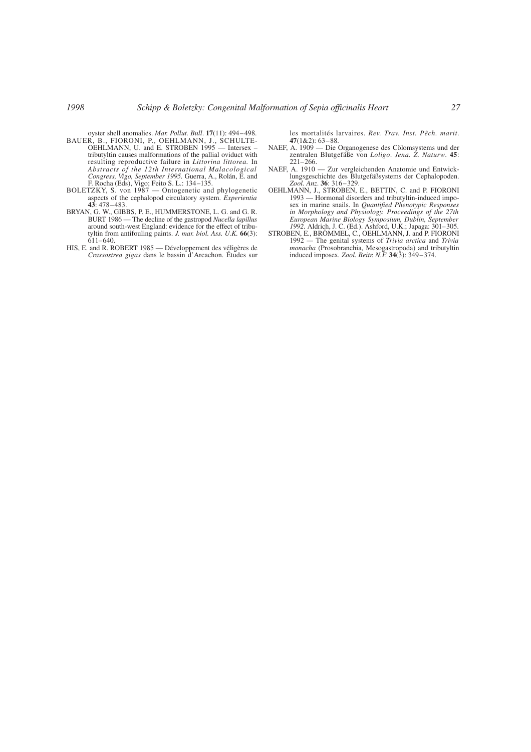oyster shell anomalies. *Mar. Pollut. Bull.* **17**(11): 494–498.

BAUER, B., FIORONI, P., OEHLMANN, J., SCHULTE-OEHLMANN, U. and E. STROBEN 1995 — Intersex – tributyltin causes malformations of the pallial oviduct with resulting reproductive failure in *Littorina littorea*. In *Abstracts of the 12th International Malacological Congress, Vigo, September 1995*. Guerra, A., Rolán, E. and F. Rocha (Eds), Vigo; Feito S. L.: 134–135.

BOLETZKY, S. von 1987 — Ontogenetic and phylogenetic aspects of the cephalopod circulatory system. *Experientia* **43**: 478–483.

BRYAN, G. W., GIBBS, P. E., HUMMERSTONE, L. G. and G. R. BURT 1986 — The decline of the gastropod *Nucella lapillus* around south-west England: evidence for the effect of tributyltin from antifouling paints. *J. mar. biol. Ass. U.K.* **66**(3): 611–640.

HIS, E. and R. ROBERT 1985 — Développement des véligères de *Crassostrea gigas* dans le bassin d'Arcachon. Études sur les mortalités larvaires. *Rev. Trav. Inst. Pêch. marit.* **47**(1&2): 63–88.

NAEF, A. 1909 — Die Organogenese des Cölomsystems und der zentralen Blutgefäße von *Loligo*. *Jena. Z. Naturw.* **45**: 221–266.

NAEF, A. 1910 — Zur vergleichenden Anatomie und Entwicklungsgeschichte des Blutgefäßsystems der Cephalopoden. *Zool. Anz.* **36**: 316–329.

OEHLMANN, J., STROBEN, E., BETTIN, C. and P. FIORONI 1993 — Hormonal disorders and tributyltin-induced imposex in marine snails. In *Quantified Phenotypic Responses in Morphology and Physiology. Proceedings of the 27th European Marine Biology Symposium, Dublin, September 1992.* Aldrich, J. C. (Ed.). Ashford, U.K.; Japaga: 301–305.

STROBEN, E., BRÖMMEL, C., OEHLMANN, J. and P. FIORONI 1992 — The genital systems of *Trivia arctica* and *Trivia monacha* (Prosobranchia, Mesogastropoda) and tributyltin induced imposex. *Zool. Beitr. N.F.* **34**(3): 349–374.